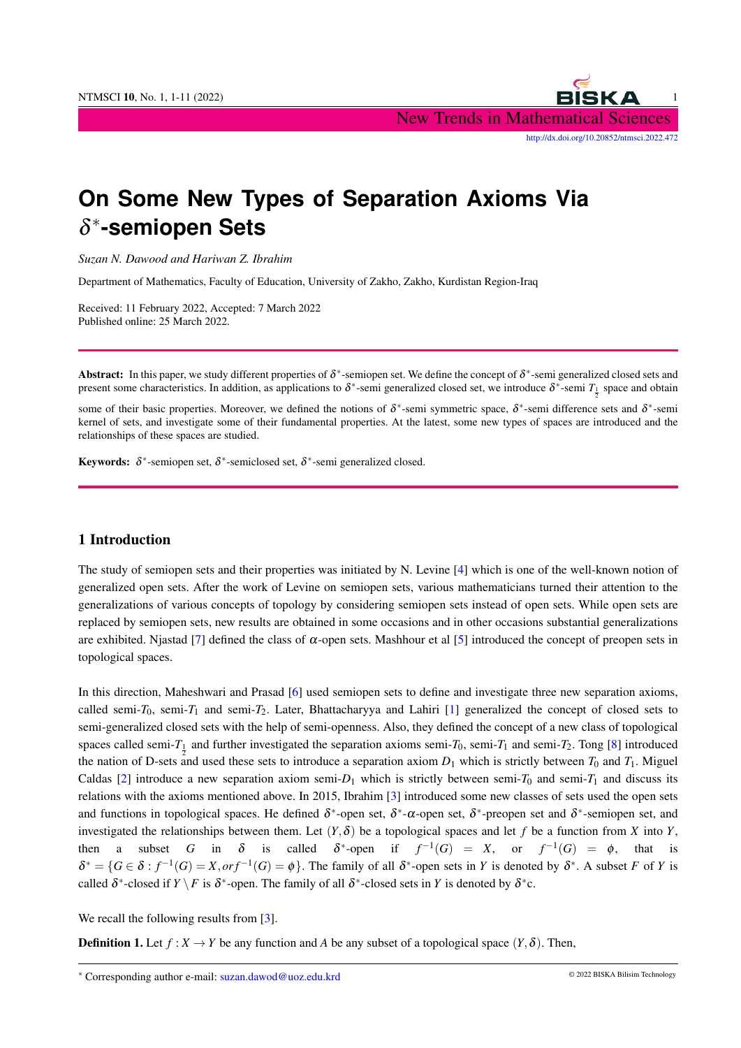# On Some New Types of Separation Axioms Via $\delta^*$-semiopen Sets

*Suzan N. Dawood and Hariwan Z. Ibrahim*

Department of Mathematics, Faculty of Education, University of Zakho, Zakho, Kurdistan Region-Iraq

Received: 11 February 2022, Accepted: 7 March 2022
Published online: 25 March 2022.

**Abstract:** In this paper, we study different properties of $\delta^*$-semiopen set. We define the concept of $\delta^*$-semi generalized closed sets and present some characteristics. In addition, as applications to $\delta^*$-semi generalized closed set, we introduce $\delta^*$-semi $T_{\frac{1}{2}}$ space and obtain some of their basic properties. Moreover, we defined the notions of $\delta^*$-semi symmetric space, $\delta^*$-semi difference sets and $\delta^*$-semi kernel of sets, and investigate some of their fundamental properties. At the latest, some new types of spaces are introduced and the relationships of these spaces are studied.

**Keywords:** $\delta^*$-semiopen set, $\delta^*$-semiclosed set, $\delta^*$-semi generalized closed.

## 1 Introduction

The study of semiopen sets and their properties was initiated by N. Levine [4] which is one of the well-known notion of generalized open sets. After the work of Levine on semiopen sets, various mathematicians turned their attention to the generalizations of various concepts of topology by considering semiopen sets instead of open sets. While open sets are replaced by semiopen sets, new results are obtained in some occasions and in other occasions substantial generalizations are exhibited. Njastad [7] defined the class of $\alpha$-open sets. Mashhour et al [5] introduced the concept of preopen sets in topological spaces.

In this direction, Maheshwari and Prasad [6] used semiopen sets to define and investigate three new separation axioms, called semi-$T_0$, semi-$T_1$ and semi-$T_2$. Later, Bhattacharyya and Lahiri [1] generalized the concept of closed sets to semi-generalized closed sets with the help of semi-openness. Also, they defined the concept of a new class of topological spaces called semi-$T_{\frac{1}{2}}$ and further investigated the separation axioms semi-$T_0$, semi-$T_1$ and semi-$T_2$. Tong [8] introduced the nation of D-sets and used these sets to introduce a separation axiom $D_1$ which is strictly between $T_0$ and $T_1$. Miguel Caldas [2] introduce a new separation axiom semi-$D_1$ which is strictly between semi-$T_0$ and semi-$T_1$ and discuss its relations with the axioms mentioned above. In 2015, Ibrahim [3] introduced some new classes of sets used the open sets and functions in topological spaces. He defined $\delta^*$-open set, $\delta^*$-$\alpha$-open set, $\delta^*$-preopen set and $\delta^*$-semiopen set, and investigated the relationships between them. Let $(Y,\delta)$ be a topological spaces and let $f$ be a function from $X$ into $Y$, then a subset $G$ in $\delta$ is called $\delta^*$-open if $f^{-1}(G) = X$, or $f^{-1}(G) = \phi$, that is $\delta^* = \{G \in \delta : f^{-1}(G) = X, or f^{-1}(G) = \phi\}$. The family of all $\delta^*$-open sets in $Y$ is denoted by $\delta^*$. A subset $F$ of $Y$ is called $\delta^*$-closed if $Y \setminus F$ is $\delta^*$-open. The family of all $\delta^*$-closed sets in $Y$ is denoted by $\delta^*$c.

We recall the following results from [3].

**Definition 1.** Let $f : X \to Y$ be any function and $A$ be any subset of a topological space $(Y,\delta)$. Then,

* Corresponding author e-mail: suzan.dawod@uoz.edu.krd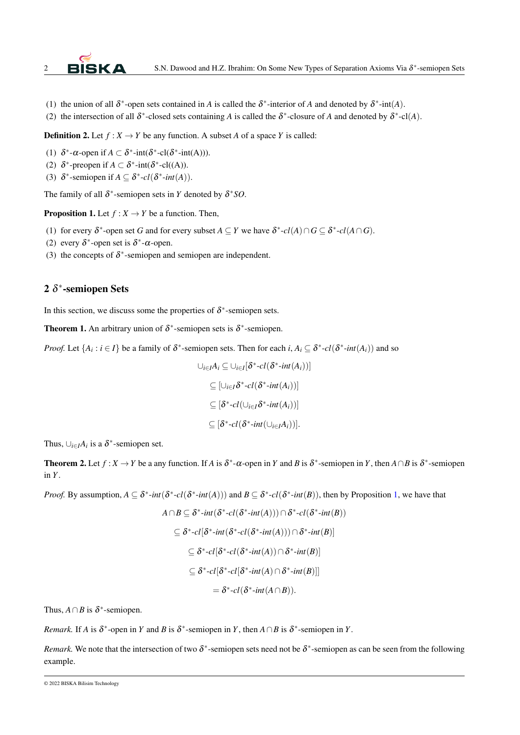(1) the union of all $\delta^*$-open sets contained in $A$ is called the $\delta^*$-interior of $A$ and denoted by $\delta^*$-int($A$).
(2) the intersection of all $\delta^*$-closed sets containing $A$ is called the $\delta^*$-closure of $A$ and denoted by $\delta^*$-cl($A$).

**Definition 2.** Let $f : X \to Y$ be any function. A subset $A$ of a space $Y$ is called:

(1) $\delta^*$-$\alpha$-open if $A \subset \delta^*$-int($\delta^*$-cl($\delta^*$-int(A))).
(2) $\delta^*$-preopen if $A \subset \delta^*$-int($\delta^*$-cl((A)).
(3) $\delta^*$-semiopen if $A \subseteq \delta^*\text{-}cl(\delta^*\text{-}int(A))$.

The family of all $\delta^*$-semiopen sets in $Y$ denoted by $\delta^*SO$.

**Proposition 1.** Let $f : X \to Y$ be a function. Then,

(1) for every $\delta^*$-open set $G$ and for every subset $A \subseteq Y$ we have $\delta^*\text{-}cl(A) \cap G \subseteq \delta^*\text{-}cl(A \cap G)$.
(2) every $\delta^*$-open set is $\delta^*$-$\alpha$-open.
(3) the concepts of $\delta^*$-semiopen and semiopen are independent.

## 2 $\delta^*$-semiopen Sets

In this section, we discuss some the properties of $\delta^*$-semiopen sets.

**Theorem 1.** An arbitrary union of $\delta^*$-semiopen sets is $\delta^*$-semiopen.

*Proof.* Let $\{A_i : i \in I\}$ be a family of $\delta^*$-semiopen sets. Then for each $i$, $A_i \subseteq \delta^*\text{-}cl(\delta^*\text{-}int(A_i))$ and so

$$\begin{aligned}
\cup_{i\in I} A_i &\subseteq \cup_{i\in I}[\delta^*\text{-}cl(\delta^*\text{-}int(A_i))] \\
&\subseteq [\cup_{i\in I}\delta^*\text{-}cl(\delta^*\text{-}int(A_i))] \\
&\subseteq [\delta^*\text{-}cl(\cup_{i\in I}\delta^*\text{-}int(A_i))] \\
&\subseteq [\delta^*\text{-}cl(\delta^*\text{-}int(\cup_{i\in I}A_i))].
\end{aligned}$$

Thus, $\cup_{i\in I}A_i$ is a $\delta^*$-semiopen set.

**Theorem 2.** Let $f : X \to Y$ be a any function. If $A$ is $\delta^*$-$\alpha$-open in $Y$ and $B$ is $\delta^*$-semiopen in $Y$, then $A \cap B$ is $\delta^*$-semiopen in $Y$.

*Proof.* By assumption, $A \subseteq \delta^*\text{-}int(\delta^*\text{-}cl(\delta^*\text{-}int(A)))$ and $B \subseteq \delta^*\text{-}cl(\delta^*\text{-}int(B))$, then by Proposition 1, we have that

$$\begin{aligned}
A \cap B &\subseteq \delta^*\text{-}int(\delta^*\text{-}cl(\delta^*\text{-}int(A))) \cap \delta^*\text{-}cl(\delta^*\text{-}int(B)) \\
&\subseteq \delta^*\text{-}cl[\delta^*\text{-}int(\delta^*\text{-}cl(\delta^*\text{-}int(A))) \cap \delta^*\text{-}int(B)] \\
&\subseteq \delta^*\text{-}cl[\delta^*\text{-}cl(\delta^*\text{-}int(A)) \cap \delta^*\text{-}int(B)] \\
&\subseteq \delta^*\text{-}cl[\delta^*\text{-}cl[\delta^*\text{-}int(A) \cap \delta^*\text{-}int(B)]] \\
&= \delta^*\text{-}cl(\delta^*\text{-}int(A \cap B)).
\end{aligned}$$

Thus, $A \cap B$ is $\delta^*$-semiopen.

*Remark.* If $A$ is $\delta^*$-open in $Y$ and $B$ is $\delta^*$-semiopen in $Y$, then $A \cap B$ is $\delta^*$-semiopen in $Y$.

*Remark.* We note that the intersection of two $\delta^*$-semiopen sets need not be $\delta^*$-semiopen as can be seen from the following example.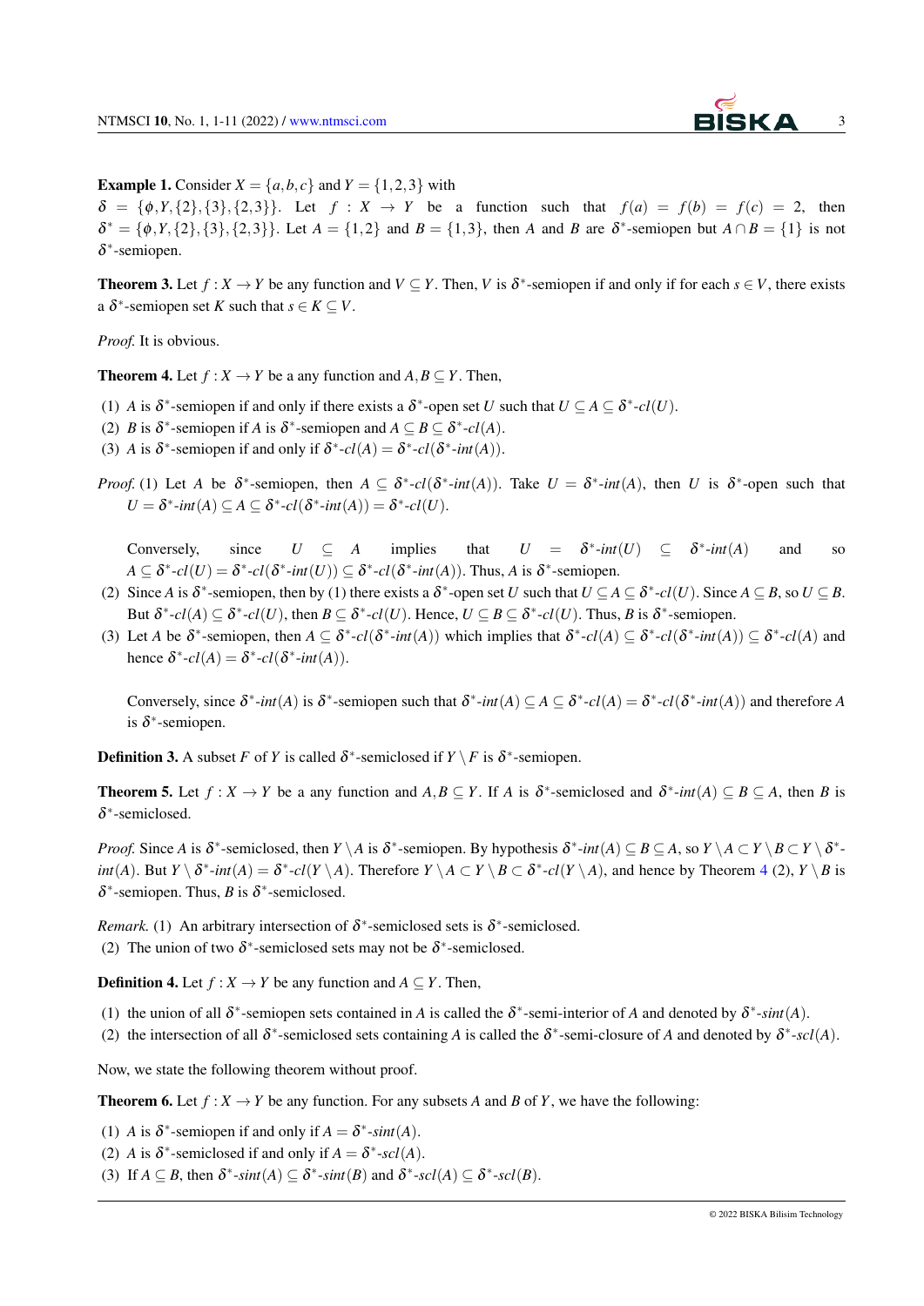**Example 1.** Consider $X = \{a,b,c\}$ and $Y = \{1,2,3\}$ with $\delta = \{\phi, Y, \{2\}, \{3\}, \{2,3\}\}$. Let $f : X \to Y$ be a function such that $f(a) = f(b) = f(c) = 2$, then $\delta^* = \{\phi, Y, \{2\}, \{3\}, \{2,3\}\}$. Let $A = \{1,2\}$ and $B = \{1,3\}$, then $A$ and $B$ are $\delta^*$-semiopen but $A \cap B = \{1\}$ is not $\delta^*$-semiopen.

**Theorem 3.** Let $f : X \to Y$ be any function and $V \subseteq Y$. Then, $V$ is $\delta^*$-semiopen if and only if for each $s \in V$, there exists a $\delta^*$-semiopen set $K$ such that $s \in K \subseteq V$.

*Proof.* It is obvious.

**Theorem 4.** Let $f : X \to Y$ be a any function and $A, B \subseteq Y$. Then,

(1) $A$ is $\delta^*$-semiopen if and only if there exists a $\delta^*$-open set $U$ such that $U \subseteq A \subseteq \delta^*\text{-}cl(U)$.
(2) $B$ is $\delta^*$-semiopen if $A$ is $\delta^*$-semiopen and $A \subseteq B \subseteq \delta^*\text{-}cl(A)$.
(3) $A$ is $\delta^*$-semiopen if and only if $\delta^*\text{-}cl(A) = \delta^*\text{-}cl(\delta^*\text{-}int(A))$.

*Proof.* (1) Let $A$ be $\delta^*$-semiopen, then $A \subseteq \delta^*\text{-}cl(\delta^*\text{-}int(A))$. Take $U = \delta^*\text{-}int(A)$, then $U$ is $\delta^*$-open such that $U = \delta^*\text{-}int(A) \subseteq A \subseteq \delta^*\text{-}cl(\delta^*\text{-}int(A)) = \delta^*\text{-}cl(U)$.

Conversely, since $U \subseteq A$ implies that $U = \delta^*\text{-}int(U) \subseteq \delta^*\text{-}int(A)$ and so $A \subseteq \delta^*\text{-}cl(U) = \delta^*\text{-}cl(\delta^*\text{-}int(U)) \subseteq \delta^*\text{-}cl(\delta^*\text{-}int(A))$. Thus, $A$ is $\delta^*$-semiopen.

(2) Since $A$ is $\delta^*$-semiopen, then by (1) there exists a $\delta^*$-open set $U$ such that $U \subseteq A \subseteq \delta^*\text{-}cl(U)$. Since $A \subseteq B$, so $U \subseteq B$. But $\delta^*\text{-}cl(A) \subseteq \delta^*\text{-}cl(U)$, then $B \subseteq \delta^*\text{-}cl(U)$. Hence, $U \subseteq B \subseteq \delta^*\text{-}cl(U)$. Thus, $B$ is $\delta^*$-semiopen.

(3) Let $A$ be $\delta^*$-semiopen, then $A \subseteq \delta^*\text{-}cl(\delta^*\text{-}int(A))$ which implies that $\delta^*\text{-}cl(A) \subseteq \delta^*\text{-}cl(\delta^*\text{-}int(A)) \subseteq \delta^*\text{-}cl(A)$ and hence $\delta^*\text{-}cl(A) = \delta^*\text{-}cl(\delta^*\text{-}int(A))$.

Conversely, since $\delta^*\text{-}int(A)$ is $\delta^*$-semiopen such that $\delta^*\text{-}int(A) \subseteq A \subseteq \delta^*\text{-}cl(A) = \delta^*\text{-}cl(\delta^*\text{-}int(A))$ and therefore $A$ is $\delta^*$-semiopen.

**Definition 3.** A subset $F$ of $Y$ is called $\delta^*$-semiclosed if $Y \setminus F$ is $\delta^*$-semiopen.

**Theorem 5.** Let $f : X \to Y$ be a any function and $A, B \subseteq Y$. If $A$ is $\delta^*$-semiclosed and $\delta^*\text{-}int(A) \subseteq B \subseteq A$, then $B$ is $\delta^*$-semiclosed.

*Proof.* Since $A$ is $\delta^*$-semiclosed, then $Y \setminus A$ is $\delta^*$-semiopen. By hypothesis $\delta^*\text{-}int(A) \subseteq B \subseteq A$, so $Y \setminus A \subset Y \setminus B \subset Y \setminus \delta^*\text{-}int(A)$. But $Y \setminus \delta^*\text{-}int(A) = \delta^*\text{-}cl(Y \setminus A)$. Therefore $Y \setminus A \subset Y \setminus B \subset \delta^*\text{-}cl(Y \setminus A)$, and hence by Theorem 4 (2), $Y \setminus B$ is $\delta^*$-semiopen. Thus, $B$ is $\delta^*$-semiclosed.

*Remark.* (1) An arbitrary intersection of $\delta^*$-semiclosed sets is $\delta^*$-semiclosed.
(2) The union of two $\delta^*$-semiclosed sets may not be $\delta^*$-semiclosed.

**Definition 4.** Let $f : X \to Y$ be any function and $A \subseteq Y$. Then,

(1) the union of all $\delta^*$-semiopen sets contained in $A$ is called the $\delta^*$-semi-interior of $A$ and denoted by $\delta^*\text{-}sint(A)$.
(2) the intersection of all $\delta^*$-semiclosed sets containing $A$ is called the $\delta^*$-semi-closure of $A$ and denoted by $\delta^*\text{-}scl(A)$.

Now, we state the following theorem without proof.

**Theorem 6.** Let $f : X \to Y$ be any function. For any subsets $A$ and $B$ of $Y$, we have the following:

(1) $A$ is $\delta^*$-semiopen if and only if $A = \delta^*\text{-}sint(A)$.
(2) $A$ is $\delta^*$-semiclosed if and only if $A = \delta^*\text{-}scl(A)$.
(3) If $A \subseteq B$, then $\delta^*\text{-}sint(A) \subseteq \delta^*\text{-}sint(B)$ and $\delta^*\text{-}scl(A) \subseteq \delta^*\text{-}scl(B)$.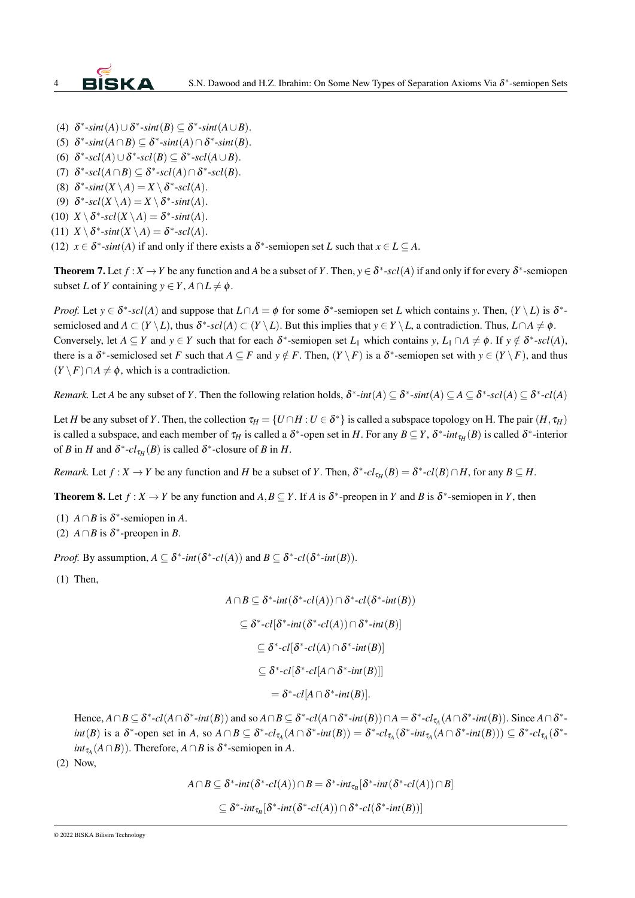(4) $\delta^*$-$sint(A) \cup \delta^*$-$sint(B) \subseteq \delta^*$-$sint(A \cup B)$.
(5) $\delta^*$-$sint(A \cap B) \subseteq \delta^*$-$sint(A) \cap \delta^*$-$sint(B)$.
(6) $\delta^*$-$scl(A) \cup \delta^*$-$scl(B) \subseteq \delta^*$-$scl(A \cup B)$.
(7) $\delta^*$-$scl(A \cap B) \subseteq \delta^*$-$scl(A) \cap \delta^*$-$scl(B)$.
(8) $\delta^*$-$sint(X \setminus A) = X \setminus \delta^*$-$scl(A)$.
(9) $\delta^*$-$scl(X \setminus A) = X \setminus \delta^*$-$sint(A)$.
(10) $X \setminus \delta^*$-$scl(X \setminus A) = \delta^*$-$sint(A)$.
(11) $X \setminus \delta^*$-$sint(X \setminus A) = \delta^*$-$scl(A)$.
(12) $x \in \delta^*$-$sint(A)$ if and only if there exists a $\delta^*$-semiopen set $L$ such that $x \in L \subseteq A$.

**Theorem 7.** Let $f : X \to Y$ be any function and $A$ be a subset of $Y$. Then, $y \in \delta^*$-$scl(A)$ if and only if for every $\delta^*$-semiopen subset $L$ of $Y$ containing $y \in Y$, $A \cap L \neq \phi$.

*Proof.* Let $y \in \delta^*$-$scl(A)$ and suppose that $L \cap A = \phi$ for some $\delta^*$-semiopen set $L$ which contains $y$. Then, $(Y \setminus L)$ is $\delta^*$-semiclosed and $A \subset (Y \setminus L)$, thus $\delta^*$-$scl(A) \subset (Y \setminus L)$. But this implies that $y \in Y \setminus L$, a contradiction. Thus, $L \cap A \neq \phi$.
Conversely, let $A \subseteq Y$ and $y \in Y$ such that for each $\delta^*$-semiopen set $L_1$ which contains $y$, $L_1 \cap A \neq \phi$. If $y \notin \delta^*$-$scl(A)$, there is a $\delta^*$-semiclosed set $F$ such that $A \subseteq F$ and $y \notin F$. Then, $(Y \setminus F)$ is a $\delta^*$-semiopen set with $y \in (Y \setminus F)$, and thus $(Y \setminus F) \cap A \neq \phi$, which is a contradiction.

*Remark.* Let $A$ be any subset of $Y$. Then the following relation holds, $\delta^*$-$int(A) \subseteq \delta^*$-$sint(A) \subseteq A \subseteq \delta^*$-$scl(A) \subseteq \delta^*$-$cl(A)$

Let $H$ be any subset of $Y$. Then, the collection $\tau_H = \{U \cap H : U \in \delta^*\}$ is called a subspace topology on H. The pair $(H, \tau_H)$ is called a subspace, and each member of $\tau_H$ is called a $\delta^*$-open set in $H$. For any $B \subseteq Y$, $\delta^*$-$int_{\tau_H}(B)$ is called $\delta^*$-interior of $B$ in $H$ and $\delta^*$-$cl_{\tau_H}(B)$ is called $\delta^*$-closure of $B$ in $H$.

*Remark.* Let $f : X \to Y$ be any function and $H$ be a subset of $Y$. Then, $\delta^*$-$cl_{\tau_H}(B) = \delta^*$-$cl(B) \cap H$, for any $B \subseteq H$.

**Theorem 8.** Let $f : X \to Y$ be any function and $A, B \subseteq Y$. If $A$ is $\delta^*$-preopen in $Y$ and $B$ is $\delta^*$-semiopen in $Y$, then

(1) $A \cap B$ is $\delta^*$-semiopen in $A$.
(2) $A \cap B$ is $\delta^*$-preopen in $B$.

*Proof.* By assumption, $A \subseteq \delta^*$-$int(\delta^*$-$cl(A))$ and $B \subseteq \delta^*$-$cl(\delta^*$-$int(B))$.

(1) Then,

$$\begin{aligned}
A \cap B &\subseteq \delta^*\text{-}int(\delta^*\text{-}cl(A)) \cap \delta^*\text{-}cl(\delta^*\text{-}int(B)) \\
&\subseteq \delta^*\text{-}cl[\delta^*\text{-}int(\delta^*\text{-}cl(A)) \cap \delta^*\text{-}int(B)] \\
&\subseteq \delta^*\text{-}cl[\delta^*\text{-}cl(A) \cap \delta^*\text{-}int(B)] \\
&\subseteq \delta^*\text{-}cl[\delta^*\text{-}cl[A \cap \delta^*\text{-}int(B)]] \\
&= \delta^*\text{-}cl[A \cap \delta^*\text{-}int(B)].
\end{aligned}$$

Hence, $A \cap B \subseteq \delta^*$-$cl(A \cap \delta^*$-$int(B))$ and so $A \cap B \subseteq \delta^*$-$cl(A \cap \delta^*$-$int(B)) \cap A = \delta^*$-$cl_{\tau_A}(A \cap \delta^*$-$int(B))$. Since $A \cap \delta^*$-$int(B)$ is a $\delta^*$-open set in $A$, so $A \cap B \subseteq \delta^*$-$cl_{\tau_A}(A \cap \delta^*$-$int(B)) = \delta^*$-$cl_{\tau_A}(\delta^*$-$int_{\tau_A}(A \cap \delta^*$-$int(B))) \subseteq \delta^*$-$cl_{\tau_A}(\delta^*$-$int_{\tau_A}(A \cap B))$. Therefore, $A \cap B$ is $\delta^*$-semiopen in $A$.

(2) Now,

$$\begin{aligned}
A \cap B \subseteq \delta^*\text{-}int(\delta^*\text{-}cl(A)) \cap B &= \delta^*\text{-}int_{\tau_B}[\delta^*\text{-}int(\delta^*\text{-}cl(A)) \cap B] \\
&\subseteq \delta^*\text{-}int_{\tau_B}[\delta^*\text{-}int(\delta^*\text{-}cl(A)) \cap \delta^*\text{-}cl(\delta^*\text{-}int(B))]
\end{aligned}$$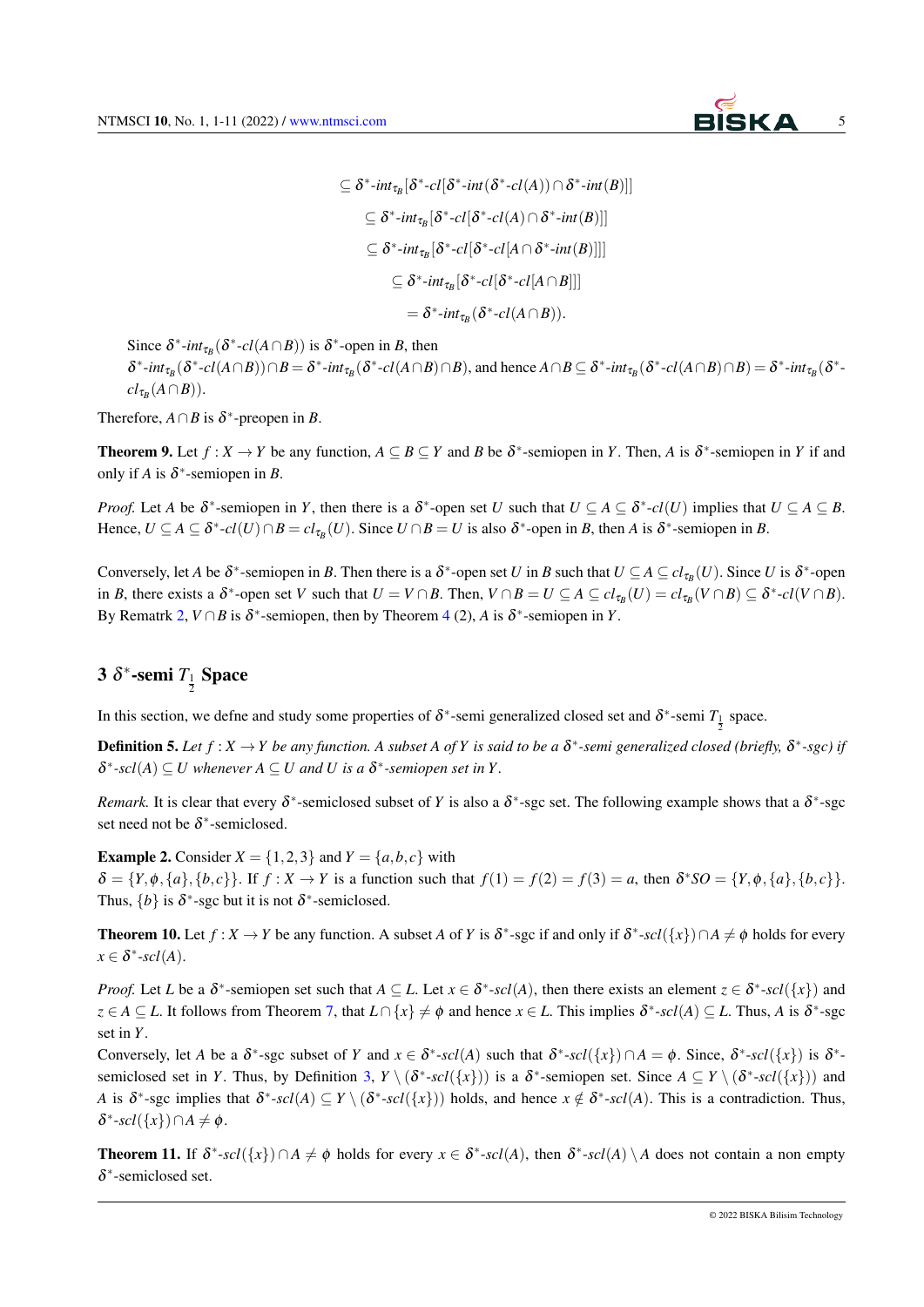$$\subseteq \delta^*\text{-}int_{\tau_B}[\delta^*\text{-}cl[\delta^*\text{-}int(\delta^*\text{-}cl(A)) \cap \delta^*\text{-}int(B)]]$$
$$\subseteq \delta^*\text{-}int_{\tau_B}[\delta^*\text{-}cl[\delta^*\text{-}cl(A) \cap \delta^*\text{-}int(B)]]$$
$$\subseteq \delta^*\text{-}int_{\tau_B}[\delta^*\text{-}cl[\delta^*\text{-}cl[A \cap \delta^*\text{-}int(B)]]]$$
$$\subseteq \delta^*\text{-}int_{\tau_B}[\delta^*\text{-}cl[\delta^*\text{-}cl[A \cap B]]]$$
$$= \delta^*\text{-}int_{\tau_B}(\delta^*\text{-}cl(A \cap B)).$$

Since $\delta^*$-$int_{\tau_B}(\delta^*$-$cl(A\cap B))$ is $\delta^*$-open in $B$, then
$\delta^*$-$int_{\tau_B}(\delta^*$-$cl(A\cap B))\cap B = \delta^*$-$int_{\tau_B}(\delta^*$-$cl(A\cap B)\cap B)$, and hence $A\cap B \subseteq \delta^*$-$int_{\tau_B}(\delta^*$-$cl(A\cap B)\cap B) = \delta^*$-$int_{\tau_B}(\delta^*$-$cl_{\tau_B}(A\cap B))$.

Therefore, $A\cap B$ is $\delta^*$-preopen in $B$.

**Theorem 9.** Let $f : X \to Y$ be any function, $A \subseteq B \subseteq Y$ and $B$ be $\delta^*$-semiopen in $Y$. Then, $A$ is $\delta^*$-semiopen in $Y$ if and only if $A$ is $\delta^*$-semiopen in $B$.

*Proof.* Let $A$ be $\delta^*$-semiopen in $Y$, then there is a $\delta^*$-open set $U$ such that $U \subseteq A \subseteq \delta^*$-$cl(U)$ implies that $U \subseteq A \subseteq B$. Hence, $U \subseteq A \subseteq \delta^*$-$cl(U)\cap B = cl_{\tau_B}(U)$. Since $U\cap B = U$ is also $\delta^*$-open in $B$, then $A$ is $\delta^*$-semiopen in $B$.

Conversely, let $A$ be $\delta^*$-semiopen in $B$. Then there is a $\delta^*$-open set $U$ in $B$ such that $U \subseteq A \subseteq cl_{\tau_B}(U)$. Since $U$ is $\delta^*$-open in $B$, there exists a $\delta^*$-open set $V$ such that $U = V\cap B$. Then, $V\cap B = U \subseteq A \subseteq cl_{\tau_B}(U) = cl_{\tau_B}(V\cap B) \subseteq \delta^*$-$cl(V\cap B)$. By Rematrk 2, $V\cap B$ is $\delta^*$-semiopen, then by Theorem 4 (2), $A$ is $\delta^*$-semiopen in $Y$.

## 3 $\delta^*$-semi $T_{\frac{1}{2}}$ Space

In this section, we defne and study some properties of $\delta^*$-semi generalized closed set and $\delta^*$-semi $T_{\frac{1}{2}}$ space.

**Definition 5.** *Let $f : X \to Y$ be any function. A subset $A$ of $Y$ is said to be a $\delta^*$-semi generalized closed (briefly, $\delta^*$-sgc) if $\delta^*$-$scl(A) \subseteq U$ whenever $A \subseteq U$ and $U$ is a $\delta^*$-semiopen set in $Y$.*

*Remark.* It is clear that every $\delta^*$-semiclosed subset of $Y$ is also a $\delta^*$-sgc set. The following example shows that a $\delta^*$-sgc set need not be $\delta^*$-semiclosed.

**Example 2.** Consider $X = \{1,2,3\}$ and $Y = \{a,b,c\}$ with
$\delta = \{Y, \phi, \{a\}, \{b,c\}\}$. If $f : X \to Y$ is a function such that $f(1) = f(2) = f(3) = a$, then $\delta^*SO = \{Y, \phi, \{a\}, \{b,c\}\}$. Thus, $\{b\}$ is $\delta^*$-sgc but it is not $\delta^*$-semiclosed.

**Theorem 10.** Let $f : X \to Y$ be any function. A subset $A$ of $Y$ is $\delta^*$-sgc if and only if $\delta^*$-$scl(\{x\})\cap A \neq \phi$ holds for every $x \in \delta^*$-$scl(A)$.

*Proof.* Let $L$ be a $\delta^*$-semiopen set such that $A \subseteq L$. Let $x \in \delta^*$-$scl(A)$, then there exists an element $z \in \delta^*$-$scl(\{x\})$ and $z \in A \subseteq L$. It follows from Theorem 7, that $L\cap\{x\} \neq \phi$ and hence $x \in L$. This implies $\delta^*$-$scl(A) \subseteq L$. Thus, $A$ is $\delta^*$-sgc set in $Y$.
Conversely, let $A$ be a $\delta^*$-sgc subset of $Y$ and $x \in \delta^*$-$scl(A)$ such that $\delta^*$-$scl(\{x\})\cap A = \phi$. Since, $\delta^*$-$scl(\{x\})$ is $\delta^*$-semiclosed set in $Y$. Thus, by Definition 3, $Y \setminus (\delta^*$-$scl(\{x\}))$ is a $\delta^*$-semiopen set. Since $A \subseteq Y \setminus (\delta^*$-$scl(\{x\}))$ and $A$ is $\delta^*$-sgc implies that $\delta^*$-$scl(A) \subseteq Y \setminus (\delta^*$-$scl(\{x\}))$ holds, and hence $x \notin \delta^*$-$scl(A)$. This is a contradiction. Thus, $\delta^*$-$scl(\{x\})\cap A \neq \phi$.

**Theorem 11.** If $\delta^*$-$scl(\{x\})\cap A \neq \phi$ holds for every $x \in \delta^*$-$scl(A)$, then $\delta^*$-$scl(A)\setminus A$ does not contain a non empty $\delta^*$-semiclosed set.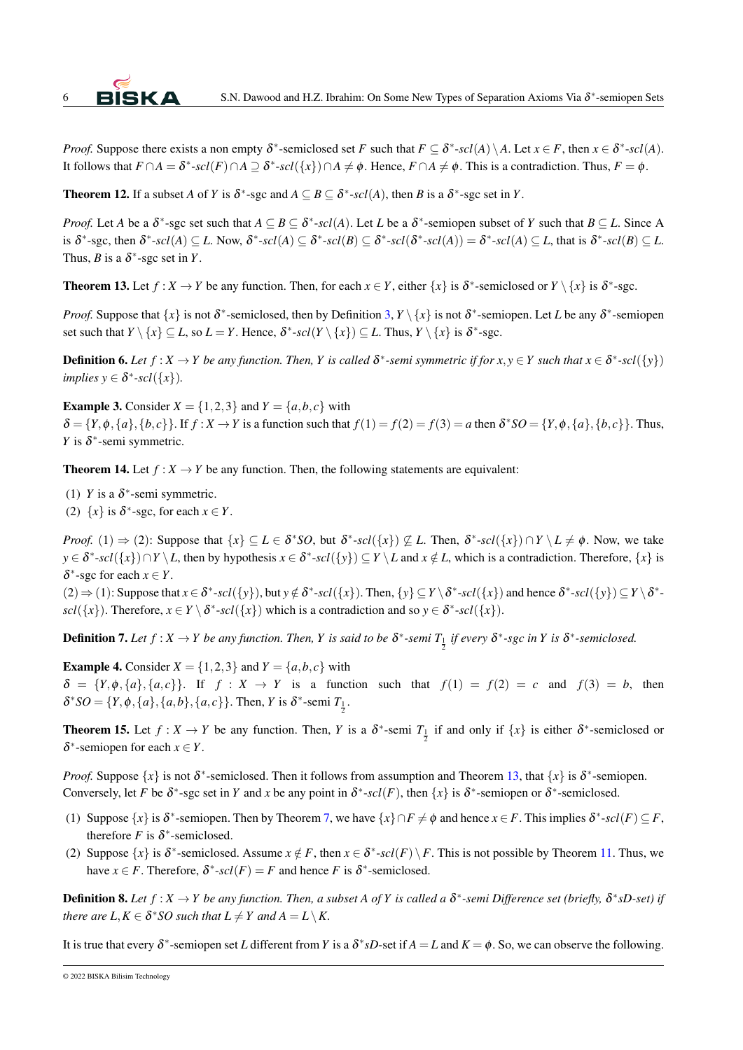*Proof.* Suppose there exists a non empty $\delta^*$-semiclosed set $F$ such that $F \subseteq \delta^*\text{-}scl(A) \setminus A$. Let $x \in F$, then $x \in \delta^*\text{-}scl(A)$. It follows that $F \cap A = \delta^*\text{-}scl(F) \cap A \supseteq \delta^*\text{-}scl(\{x\}) \cap A \neq \phi$. Hence, $F \cap A \neq \phi$. This is a contradiction. Thus, $F = \phi$.

**Theorem 12.** If a subset $A$ of $Y$ is $\delta^*$-sgc and $A \subseteq B \subseteq \delta^*\text{-}scl(A)$, then $B$ is a $\delta^*$-sgc set in $Y$.

*Proof.* Let $A$ be a $\delta^*$-sgc set such that $A \subseteq B \subseteq \delta^*\text{-}scl(A)$. Let $L$ be a $\delta^*$-semiopen subset of $Y$ such that $B \subseteq L$. Since A is $\delta^*$-sgc, then $\delta^*\text{-}scl(A) \subseteq L$. Now, $\delta^*\text{-}scl(A) \subseteq \delta^*\text{-}scl(B) \subseteq \delta^*\text{-}scl(\delta^*\text{-}scl(A)) = \delta^*\text{-}scl(A) \subseteq L$, that is $\delta^*\text{-}scl(B) \subseteq L$. Thus, $B$ is a $\delta^*$-sgc set in $Y$.

**Theorem 13.** Let $f : X \to Y$ be any function. Then, for each $x \in Y$, either $\{x\}$ is $\delta^*$-semiclosed or $Y \setminus \{x\}$ is $\delta^*$-sgc.

*Proof.* Suppose that $\{x\}$ is not $\delta^*$-semiclosed, then by Definition 3, $Y \setminus \{x\}$ is not $\delta^*$-semiopen. Let $L$ be any $\delta^*$-semiopen set such that $Y \setminus \{x\} \subseteq L$, so $L = Y$. Hence, $\delta^*\text{-}scl(Y \setminus \{x\}) \subseteq L$. Thus, $Y \setminus \{x\}$ is $\delta^*$-sgc.

**Definition 6.** *Let $f : X \to Y$ be any function. Then, $Y$ is called $\delta^*$-semi symmetric if for $x, y \in Y$ such that $x \in \delta^*\text{-}scl(\{y\})$ implies $y \in \delta^*\text{-}scl(\{x\})$.*

**Example 3.** Consider $X = \{1,2,3\}$ and $Y = \{a,b,c\}$ with
$\delta = \{Y, \phi, \{a\}, \{b,c\}\}$. If $f : X \to Y$ is a function such that $f(1) = f(2) = f(3) = a$ then $\delta^*SO = \{Y, \phi, \{a\}, \{b,c\}\}$. Thus, $Y$ is $\delta^*$-semi symmetric.

**Theorem 14.** Let $f : X \to Y$ be any function. Then, the following statements are equivalent:

(1) $Y$ is a $\delta^*$-semi symmetric.
(2) $\{x\}$ is $\delta^*$-sgc, for each $x \in Y$.

*Proof.* (1) $\Rightarrow$ (2): Suppose that $\{x\} \subseteq L \in \delta^*SO$, but $\delta^*\text{-}scl(\{x\}) \nsubseteq L$. Then, $\delta^*\text{-}scl(\{x\}) \cap Y \setminus L \neq \phi$. Now, we take $y \in \delta^*\text{-}scl(\{x\}) \cap Y \setminus L$, then by hypothesis $x \in \delta^*\text{-}scl(\{y\}) \subseteq Y \setminus L$ and $x \notin L$, which is a contradiction. Therefore, $\{x\}$ is $\delta^*$-sgc for each $x \in Y$.
(2) $\Rightarrow$ (1): Suppose that $x \in \delta^*\text{-}scl(\{y\})$, but $y \notin \delta^*\text{-}scl(\{x\})$. Then, $\{y\} \subseteq Y \setminus \delta^*\text{-}scl(\{x\})$ and hence $\delta^*\text{-}scl(\{y\}) \subseteq Y \setminus \delta^*\text{-}scl(\{x\})$. Therefore, $x \in Y \setminus \delta^*\text{-}scl(\{x\})$ which is a contradiction and so $y \in \delta^*\text{-}scl(\{x\})$.

**Definition 7.** *Let $f : X \to Y$ be any function. Then, $Y$ is said to be $\delta^*$-semi $T_{\frac{1}{2}}$ if every $\delta^*$-sgc in $Y$ is $\delta^*$-semiclosed.*

**Example 4.** Consider $X = \{1,2,3\}$ and $Y = \{a,b,c\}$ with
$\delta = \{Y, \phi, \{a\}, \{a,c\}\}$. If $f : X \to Y$ is a function such that $f(1) = f(2) = c$ and $f(3) = b$, then $\delta^*SO = \{Y, \phi, \{a\}, \{a,b\}, \{a,c\}\}$. Then, $Y$ is $\delta^*$-semi $T_{\frac{1}{2}}$.

**Theorem 15.** Let $f : X \to Y$ be any function. Then, $Y$ is a $\delta^*$-semi $T_{\frac{1}{2}}$ if and only if $\{x\}$ is either $\delta^*$-semiclosed or $\delta^*$-semiopen for each $x \in Y$.

*Proof.* Suppose $\{x\}$ is not $\delta^*$-semiclosed. Then it follows from assumption and Theorem 13, that $\{x\}$ is $\delta^*$-semiopen. Conversely, let $F$ be $\delta^*$-sgc set in $Y$ and $x$ be any point in $\delta^*\text{-}scl(F)$, then $\{x\}$ is $\delta^*$-semiopen or $\delta^*$-semiclosed.

(1) Suppose $\{x\}$ is $\delta^*$-semiopen. Then by Theorem 7, we have $\{x\} \cap F \neq \phi$ and hence $x \in F$. This implies $\delta^*\text{-}scl(F) \subseteq F$, therefore $F$ is $\delta^*$-semiclosed.
(2) Suppose $\{x\}$ is $\delta^*$-semiclosed. Assume $x \notin F$, then $x \in \delta^*\text{-}scl(F) \setminus F$. This is not possible by Theorem 11. Thus, we have $x \in F$. Therefore, $\delta^*\text{-}scl(F) = F$ and hence $F$ is $\delta^*$-semiclosed.

**Definition 8.** *Let $f : X \to Y$ be any function. Then, a subset $A$ of $Y$ is called a $\delta^*$-semi Difference set (briefly, $\delta^*sD$-set) if there are $L, K \in \delta^*SO$ such that $L \neq Y$ and $A = L \setminus K$.*

It is true that every $\delta^*$-semiopen set $L$ different from $Y$ is a $\delta^*sD$-set if $A = L$ and $K = \phi$. So, we can observe the following.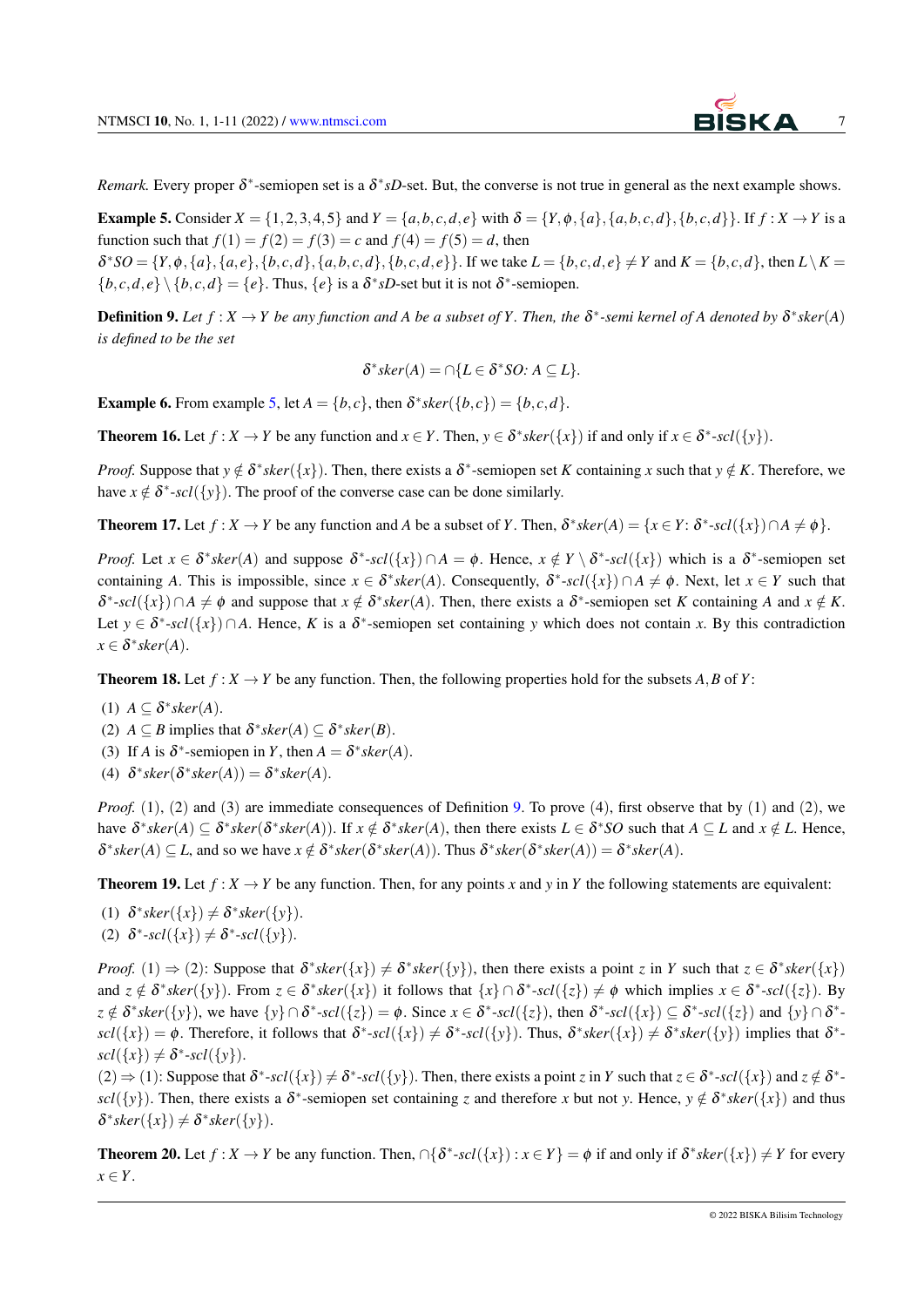*Remark.* Every proper $\delta^*$-semiopen set is a $\delta^*sD$-set. But, the converse is not true in general as the next example shows.

**Example 5.** Consider $X = \{1,2,3,4,5\}$ and $Y = \{a,b,c,d,e\}$ with $\delta = \{Y, \phi, \{a\}, \{a,b,c,d\}, \{b,c,d\}\}$. If $f : X \to Y$ is a function such that $f(1) = f(2) = f(3) = c$ and $f(4) = f(5) = d$, then

$\delta^*SO = \{Y, \phi, \{a\}, \{a,e\}, \{b,c,d\}, \{a,b,c,d\}, \{b,c,d,e\}\}$. If we take $L = \{b,c,d,e\} \neq Y$ and $K = \{b,c,d\}$, then $L \setminus K = \{b,c,d,e\} \setminus \{b,c,d\} = \{e\}$. Thus, $\{e\}$ is a $\delta^*sD$-set but it is not $\delta^*$-semiopen.

**Definition 9.** *Let $f : X \to Y$ be any function and $A$ be a subset of $Y$. Then, the $\delta^*$-semi kernel of $A$ denoted by $\delta^*sker(A)$ is defined to be the set*

$$\delta^*sker(A) = \cap\{L \in \delta^*SO\text{: } A \subseteq L\}.$$

**Example 6.** From example 5, let $A = \{b,c\}$, then $\delta^*sker(\{b,c\}) = \{b,c,d\}$.

**Theorem 16.** Let $f : X \to Y$ be any function and $x \in Y$. Then, $y \in \delta^*sker(\{x\})$ if and only if $x \in \delta^*\text{-}scl(\{y\})$.

*Proof.* Suppose that $y \notin \delta^*sker(\{x\})$. Then, there exists a $\delta^*$-semiopen set $K$ containing $x$ such that $y \notin K$. Therefore, we have $x \notin \delta^*\text{-}scl(\{y\})$. The proof of the converse case can be done similarly.

**Theorem 17.** Let $f : X \to Y$ be any function and $A$ be a subset of $Y$. Then, $\delta^*sker(A) = \{x \in Y\text{: } \delta^*\text{-}scl(\{x\}) \cap A \neq \phi\}$.

*Proof.* Let $x \in \delta^*sker(A)$ and suppose $\delta^*\text{-}scl(\{x\}) \cap A = \phi$. Hence, $x \notin Y \setminus \delta^*\text{-}scl(\{x\})$ which is a $\delta^*$-semiopen set containing $A$. This is impossible, since $x \in \delta^*sker(A)$. Consequently, $\delta^*\text{-}scl(\{x\}) \cap A \neq \phi$. Next, let $x \in Y$ such that $\delta^*\text{-}scl(\{x\}) \cap A \neq \phi$ and suppose that $x \notin \delta^*sker(A)$. Then, there exists a $\delta^*$-semiopen set $K$ containing $A$ and $x \notin K$. Let $y \in \delta^*\text{-}scl(\{x\}) \cap A$. Hence, $K$ is a $\delta^*$-semiopen set containing $y$ which does not contain $x$. By this contradiction $x \in \delta^*sker(A)$.

**Theorem 18.** Let $f : X \to Y$ be any function. Then, the following properties hold for the subsets $A, B$ of $Y$:

(1) $A \subseteq \delta^*sker(A)$.
(2) $A \subseteq B$ implies that $\delta^*sker(A) \subseteq \delta^*sker(B)$.
(3) If $A$ is $\delta^*$-semiopen in $Y$, then $A = \delta^*sker(A)$.
(4) $\delta^*sker(\delta^*sker(A)) = \delta^*sker(A)$.

*Proof.* (1), (2) and (3) are immediate consequences of Definition 9. To prove (4), first observe that by (1) and (2), we have $\delta^*sker(A) \subseteq \delta^*sker(\delta^*sker(A))$. If $x \notin \delta^*sker(A)$, then there exists $L \in \delta^*SO$ such that $A \subseteq L$ and $x \notin L$. Hence, $\delta^*sker(A) \subseteq L$, and so we have $x \notin \delta^*sker(\delta^*sker(A))$. Thus $\delta^*sker(\delta^*sker(A)) = \delta^*sker(A)$.

**Theorem 19.** Let $f : X \to Y$ be any function. Then, for any points $x$ and $y$ in $Y$ the following statements are equivalent:

(1) $\delta^*sker(\{x\}) \neq \delta^*sker(\{y\})$.
(2) $\delta^*\text{-}scl(\{x\}) \neq \delta^*\text{-}scl(\{y\})$.

*Proof.* (1) $\Rightarrow$ (2): Suppose that $\delta^*sker(\{x\}) \neq \delta^*sker(\{y\})$, then there exists a point $z$ in $Y$ such that $z \in \delta^*sker(\{x\})$ and $z \notin \delta^*sker(\{y\})$. From $z \in \delta^*sker(\{x\})$ it follows that $\{x\} \cap \delta^*\text{-}scl(\{z\}) \neq \phi$ which implies $x \in \delta^*\text{-}scl(\{z\})$. By $z \notin \delta^*sker(\{y\})$, we have $\{y\} \cap \delta^*\text{-}scl(\{z\}) = \phi$. Since $x \in \delta^*\text{-}scl(\{z\})$, then $\delta^*\text{-}scl(\{x\}) \subseteq \delta^*\text{-}scl(\{z\})$ and $\{y\} \cap \delta^*\text{-}scl(\{x\}) = \phi$. Therefore, it follows that $\delta^*\text{-}scl(\{x\}) \neq \delta^*\text{-}scl(\{y\})$. Thus, $\delta^*sker(\{x\}) \neq \delta^*sker(\{y\})$ implies that $\delta^*\text{-}scl(\{x\}) \neq \delta^*\text{-}scl(\{y\})$.

(2) $\Rightarrow$ (1): Suppose that $\delta^*\text{-}scl(\{x\}) \neq \delta^*\text{-}scl(\{y\})$. Then, there exists a point $z$ in $Y$ such that $z \in \delta^*\text{-}scl(\{x\})$ and $z \notin \delta^*\text{-}scl(\{y\})$. Then, there exists a $\delta^*$-semiopen set containing $z$ and therefore $x$ but not $y$. Hence, $y \notin \delta^*sker(\{x\})$ and thus $\delta^*sker(\{x\}) \neq \delta^*sker(\{y\})$.

**Theorem 20.** Let $f : X \to Y$ be any function. Then, $\cap\{\delta^*\text{-}scl(\{x\}) : x \in Y\} = \phi$ if and only if $\delta^*sker(\{x\}) \neq Y$ for every $x \in Y$.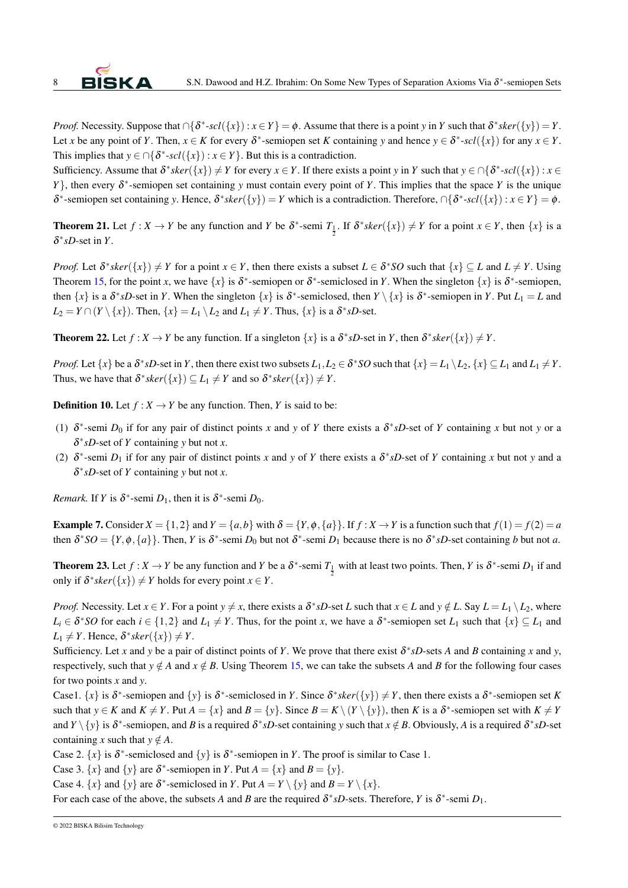*Proof.* Necessity. Suppose that $\cap\{\delta^*\text{-}scl(\{x\}) : x \in Y\} = \phi$. Assume that there is a point $y$ in $Y$ such that $\delta^*sker(\{y\}) = Y$. Let $x$ be any point of $Y$. Then, $x \in K$ for every $\delta^*$-semiopen set $K$ containing $y$ and hence $y \in \delta^*\text{-}scl(\{x\})$ for any $x \in Y$. This implies that $y \in \cap\{\delta^*\text{-}scl(\{x\}) : x \in Y\}$. But this is a contradiction.

Sufficiency. Assume that $\delta^*sker(\{x\}) \neq Y$ for every $x \in Y$. If there exists a point $y$ in $Y$ such that $y \in \cap\{\delta^*\text{-}scl(\{x\}) : x \in Y\}$, then every $\delta^*$-semiopen set containing $y$ must contain every point of $Y$. This implies that the space $Y$ is the unique $\delta^*$-semiopen set containing $y$. Hence, $\delta^*sker(\{y\}) = Y$ which is a contradiction. Therefore, $\cap\{\delta^*\text{-}scl(\{x\}) : x \in Y\} = \phi$.

**Theorem 21.** Let $f : X \to Y$ be any function and $Y$ be $\delta^*$-semi $T_{\frac{1}{2}}$. If $\delta^*sker(\{x\}) \neq Y$ for a point $x \in Y$, then $\{x\}$ is a $\delta^*sD$-set in $Y$.

*Proof.* Let $\delta^*sker(\{x\}) \neq Y$ for a point $x \in Y$, then there exists a subset $L \in \delta^*SO$ such that $\{x\} \subseteq L$ and $L \neq Y$. Using Theorem 15, for the point $x$, we have $\{x\}$ is $\delta^*$-semiopen or $\delta^*$-semiclosed in $Y$. When the singleton $\{x\}$ is $\delta^*$-semiopen, then $\{x\}$ is a $\delta^*sD$-set in $Y$. When the singleton $\{x\}$ is $\delta^*$-semiclosed, then $Y \setminus \{x\}$ is $\delta^*$-semiopen in $Y$. Put $L_1 = L$ and $L_2 = Y \cap (Y \setminus \{x\})$. Then, $\{x\} = L_1 \setminus L_2$ and $L_1 \neq Y$. Thus, $\{x\}$ is a $\delta^*sD$-set.

**Theorem 22.** Let $f : X \to Y$ be any function. If a singleton $\{x\}$ is a $\delta^*sD$-set in $Y$, then $\delta^*sker(\{x\}) \neq Y$.

*Proof.* Let $\{x\}$ be a $\delta^*sD$-set in $Y$, then there exist two subsets $L_1, L_2 \in \delta^*SO$ such that $\{x\} = L_1 \setminus L_2$, $\{x\} \subseteq L_1$ and $L_1 \neq Y$. Thus, we have that $\delta^*sker(\{x\}) \subseteq L_1 \neq Y$ and so $\delta^*sker(\{x\}) \neq Y$.

**Definition 10.** Let $f : X \to Y$ be any function. Then, $Y$ is said to be:

1. $\delta^*$-semi $D_0$ if for any pair of distinct points $x$ and $y$ of $Y$ there exists a $\delta^*sD$-set of $Y$ containing $x$ but not $y$ or a $\delta^*sD$-set of $Y$ containing $y$ but not $x$.
2. $\delta^*$-semi $D_1$ if for any pair of distinct points $x$ and $y$ of $Y$ there exists a $\delta^*sD$-set of $Y$ containing $x$ but not $y$ and a $\delta^*sD$-set of $Y$ containing $y$ but not $x$.

*Remark.* If $Y$ is $\delta^*$-semi $D_1$, then it is $\delta^*$-semi $D_0$.

**Example 7.** Consider $X = \{1,2\}$ and $Y = \{a,b\}$ with $\delta = \{Y, \phi, \{a\}\}$. If $f : X \to Y$ is a function such that $f(1) = f(2) = a$ then $\delta^*SO = \{Y, \phi, \{a\}\}$. Then, $Y$ is $\delta^*$-semi $D_0$ but not $\delta^*$-semi $D_1$ because there is no $\delta^*sD$-set containing $b$ but not $a$.

**Theorem 23.** Let $f : X \to Y$ be any function and $Y$ be a $\delta^*$-semi $T_{\frac{1}{2}}$ with at least two points. Then, $Y$ is $\delta^*$-semi $D_1$ if and only if $\delta^*sker(\{x\}) \neq Y$ holds for every point $x \in Y$.

*Proof.* Necessity. Let $x \in Y$. For a point $y \neq x$, there exists a $\delta^*sD$-set $L$ such that $x \in L$ and $y \notin L$. Say $L = L_1 \setminus L_2$, where $L_i \in \delta^*SO$ for each $i \in \{1,2\}$ and $L_1 \neq Y$. Thus, for the point $x$, we have a $\delta^*$-semiopen set $L_1$ such that $\{x\} \subseteq L_1$ and $L_1 \neq Y$. Hence, $\delta^*sker(\{x\}) \neq Y$.

Sufficiency. Let $x$ and $y$ be a pair of distinct points of $Y$. We prove that there exist $\delta^*sD$-sets $A$ and $B$ containing $x$ and $y$, respectively, such that $y \notin A$ and $x \notin B$. Using Theorem 15, we can take the subsets $A$ and $B$ for the following four cases for two points $x$ and $y$.

Case1. $\{x\}$ is $\delta^*$-semiopen and $\{y\}$ is $\delta^*$-semiclosed in $Y$. Since $\delta^*sker(\{y\}) \neq Y$, then there exists a $\delta^*$-semiopen set $K$ such that $y \in K$ and $K \neq Y$. Put $A = \{x\}$ and $B = \{y\}$. Since $B = K \setminus (Y \setminus \{y\})$, then $K$ is a $\delta^*$-semiopen set with $K \neq Y$ and $Y \setminus \{y\}$ is $\delta^*$-semiopen, and $B$ is a required $\delta^*sD$-set containing $y$ such that $x \notin B$. Obviously, $A$ is a required $\delta^*sD$-set containing $x$ such that $y \notin A$.

Case 2. $\{x\}$ is $\delta^*$-semiclosed and $\{y\}$ is $\delta^*$-semiopen in $Y$. The proof is similar to Case 1.

Case 3. $\{x\}$ and $\{y\}$ are $\delta^*$-semiopen in $Y$. Put $A = \{x\}$ and $B = \{y\}$.

Case 4. $\{x\}$ and $\{y\}$ are $\delta^*$-semiclosed in $Y$. Put $A = Y \setminus \{y\}$ and $B = Y \setminus \{x\}$.

For each case of the above, the subsets $A$ and $B$ are the required $\delta^*sD$-sets. Therefore, $Y$ is $\delta^*$-semi $D_1$.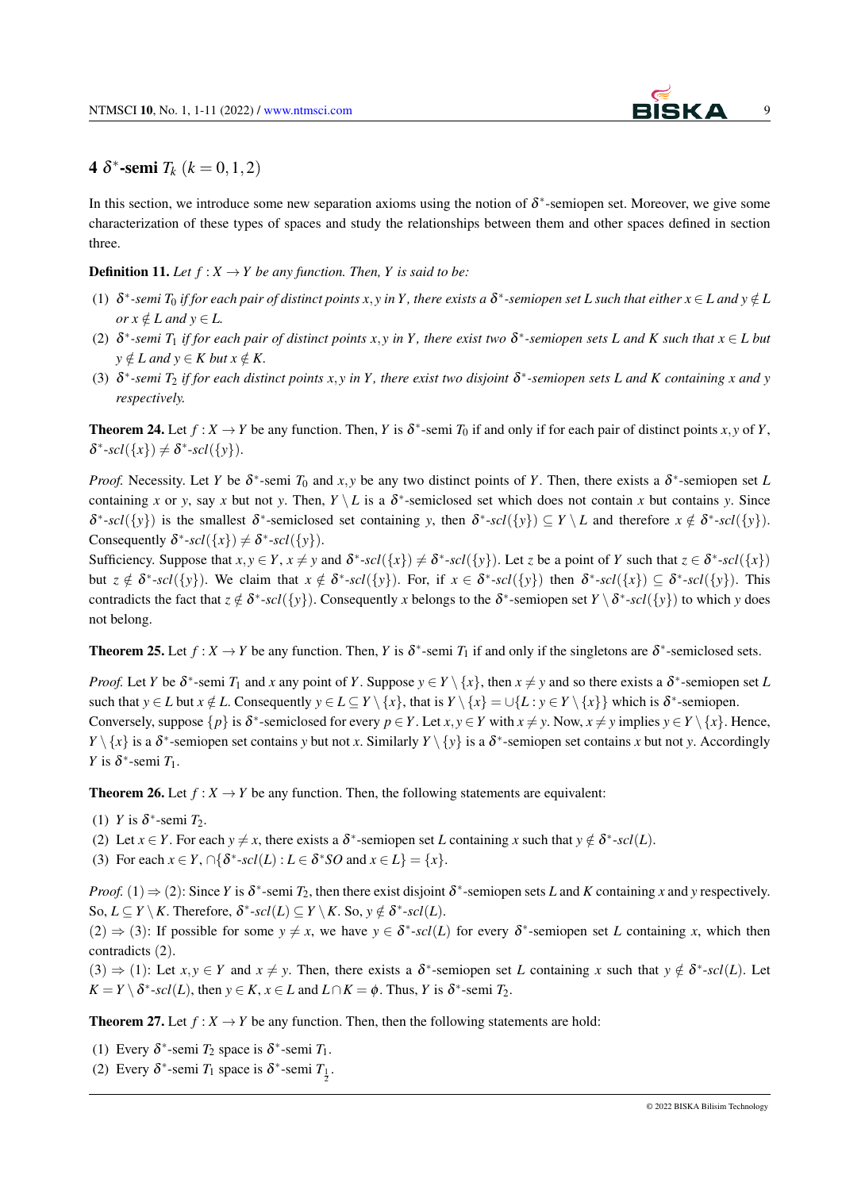## 4 $\delta^*$-semi $T_k$ $(k = 0, 1, 2)$

In this section, we introduce some new separation axioms using the notion of $\delta^*$-semiopen set. Moreover, we give some characterization of these types of spaces and study the relationships between them and other spaces defined in section three.

**Definition 11.** *Let $f : X \to Y$ be any function. Then, $Y$ is said to be:*

(1) *$\delta^*$-semi $T_0$ if for each pair of distinct points $x, y$ in $Y$, there exists a $\delta^*$-semiopen set $L$ such that either $x \in L$ and $y \notin L$ or $x \notin L$ and $y \in L$.*

(2) *$\delta^*$-semi $T_1$ if for each pair of distinct points $x, y$ in $Y$, there exist two $\delta^*$-semiopen sets $L$ and $K$ such that $x \in L$ but $y \notin L$ and $y \in K$ but $x \notin K$.*

(3) *$\delta^*$-semi $T_2$ if for each distinct points $x, y$ in $Y$, there exist two disjoint $\delta^*$-semiopen sets $L$ and $K$ containing $x$ and $y$ respectively.*

**Theorem 24.** Let $f : X \to Y$ be any function. Then, $Y$ is $\delta^*$-semi $T_0$ if and only if for each pair of distinct points $x, y$ of $Y$, $\delta^*\text{-}scl(\{x\}) \neq \delta^*\text{-}scl(\{y\})$.

*Proof.* Necessity. Let $Y$ be $\delta^*$-semi $T_0$ and $x, y$ be any two distinct points of $Y$. Then, there exists a $\delta^*$-semiopen set $L$ containing $x$ or $y$, say $x$ but not $y$. Then, $Y \setminus L$ is a $\delta^*$-semiclosed set which does not contain $x$ but contains $y$. Since $\delta^*\text{-}scl(\{y\})$ is the smallest $\delta^*$-semiclosed set containing $y$, then $\delta^*\text{-}scl(\{y\}) \subseteq Y \setminus L$ and therefore $x \notin \delta^*\text{-}scl(\{y\})$. Consequently $\delta^*\text{-}scl(\{x\}) \neq \delta^*\text{-}scl(\{y\})$.

Sufficiency. Suppose that $x, y \in Y$, $x \neq y$ and $\delta^*\text{-}scl(\{x\}) \neq \delta^*\text{-}scl(\{y\})$. Let $z$ be a point of $Y$ such that $z \in \delta^*\text{-}scl(\{x\})$ but $z \notin \delta^*\text{-}scl(\{y\})$. We claim that $x \notin \delta^*\text{-}scl(\{y\})$. For, if $x \in \delta^*\text{-}scl(\{y\})$ then $\delta^*\text{-}scl(\{x\}) \subseteq \delta^*\text{-}scl(\{y\})$. This contradicts the fact that $z \notin \delta^*\text{-}scl(\{y\})$. Consequently $x$ belongs to the $\delta^*$-semiopen set $Y \setminus \delta^*\text{-}scl(\{y\})$ to which $y$ does not belong.

**Theorem 25.** Let $f : X \to Y$ be any function. Then, $Y$ is $\delta^*$-semi $T_1$ if and only if the singletons are $\delta^*$-semiclosed sets.

*Proof.* Let $Y$ be $\delta^*$-semi $T_1$ and $x$ any point of $Y$. Suppose $y \in Y \setminus \{x\}$, then $x \neq y$ and so there exists a $\delta^*$-semiopen set $L$ such that $y \in L$ but $x \notin L$. Consequently $y \in L \subseteq Y \setminus \{x\}$, that is $Y \setminus \{x\} = \cup\{L : y \in Y \setminus \{x\}\}$ which is $\delta^*$-semiopen.

Conversely, suppose $\{p\}$ is $\delta^*$-semiclosed for every $p \in Y$. Let $x, y \in Y$ with $x \neq y$. Now, $x \neq y$ implies $y \in Y \setminus \{x\}$. Hence, $Y \setminus \{x\}$ is a $\delta^*$-semiopen set contains $y$ but not $x$. Similarly $Y \setminus \{y\}$ is a $\delta^*$-semiopen set contains $x$ but not $y$. Accordingly $Y$ is $\delta^*$-semi $T_1$.

**Theorem 26.** Let $f : X \to Y$ be any function. Then, the following statements are equivalent:

(1) $Y$ is $\delta^*$-semi $T_2$.

(2) Let $x \in Y$. For each $y \neq x$, there exists a $\delta^*$-semiopen set $L$ containing $x$ such that $y \notin \delta^*\text{-}scl(L)$.

(3) For each $x \in Y$, $\cap\{\delta^*\text{-}scl(L) : L \in \delta^*SO \text{ and } x \in L\} = \{x\}$.

*Proof.* $(1) \Rightarrow (2)$: Since $Y$ is $\delta^*$-semi $T_2$, then there exist disjoint $\delta^*$-semiopen sets $L$ and $K$ containing $x$ and $y$ respectively. So, $L \subseteq Y \setminus K$. Therefore, $\delta^*\text{-}scl(L) \subseteq Y \setminus K$. So, $y \notin \delta^*\text{-}scl(L)$.

$(2) \Rightarrow (3)$: If possible for some $y \neq x$, we have $y \in \delta^*\text{-}scl(L)$ for every $\delta^*$-semiopen set $L$ containing $x$, which then contradicts (2).

$(3) \Rightarrow (1)$: Let $x, y \in Y$ and $x \neq y$. Then, there exists a $\delta^*$-semiopen set $L$ containing $x$ such that $y \notin \delta^*\text{-}scl(L)$. Let $K = Y \setminus \delta^*\text{-}scl(L)$, then $y \in K$, $x \in L$ and $L \cap K = \phi$. Thus, $Y$ is $\delta^*$-semi $T_2$.

**Theorem 27.** Let $f : X \to Y$ be any function. Then, then the following statements are hold:

(1) Every $\delta^*$-semi $T_2$ space is $\delta^*$-semi $T_1$.

(2) Every $\delta^*$-semi $T_1$ space is $\delta^*$-semi $T_{\frac{1}{2}}$.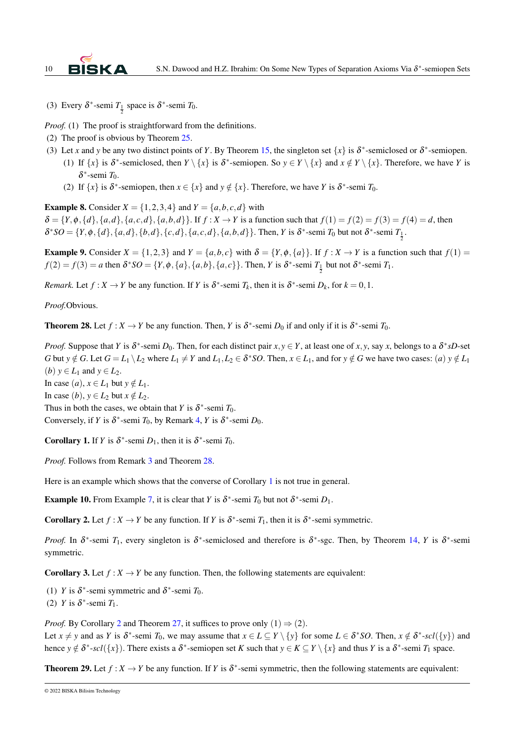(3) Every $\delta^*$-semi $T_{\frac{1}{2}}$ space is $\delta^*$-semi $T_0$.

*Proof.* (1) The proof is straightforward from the definitions.

(2) The proof is obvious by Theorem 25.

(3) Let $x$ and $y$ be any two distinct points of $Y$. By Theorem 15, the singleton set $\{x\}$ is $\delta^*$-semiclosed or $\delta^*$-semiopen.

  (1) If $\{x\}$ is $\delta^*$-semiclosed, then $Y \setminus \{x\}$ is $\delta^*$-semiopen. So $y \in Y \setminus \{x\}$ and $x \notin Y \setminus \{x\}$. Therefore, we have $Y$ is $\delta^*$-semi $T_0$.

  (2) If $\{x\}$ is $\delta^*$-semiopen, then $x \in \{x\}$ and $y \notin \{x\}$. Therefore, we have $Y$ is $\delta^*$-semi $T_0$.

**Example 8.** Consider $X = \{1,2,3,4\}$ and $Y = \{a,b,c,d\}$ with $\delta = \{Y, \phi, \{d\}, \{a,d\}, \{a,c,d\}, \{a,b,d\}\}$. If $f : X \to Y$ is a function such that $f(1) = f(2) = f(3) = f(4) = d$, then $\delta^*SO = \{Y, \phi, \{d\}, \{a,d\}, \{b,d\}, \{c,d\}, \{a,c,d\}, \{a,b,d\}\}$. Then, $Y$ is $\delta^*$-semi $T_0$ but not $\delta^*$-semi $T_{\frac{1}{2}}$.

**Example 9.** Consider $X = \{1,2,3\}$ and $Y = \{a,b,c\}$ with $\delta = \{Y, \phi, \{a\}\}$. If $f : X \to Y$ is a function such that $f(1) = f(2) = f(3) = a$ then $\delta^*SO = \{Y, \phi, \{a\}, \{a,b\}, \{a,c\}\}$. Then, $Y$ is $\delta^*$-semi $T_{\frac{1}{2}}$ but not $\delta^*$-semi $T_1$.

*Remark.* Let $f : X \to Y$ be any function. If $Y$ is $\delta^*$-semi $T_k$, then it is $\delta^*$-semi $D_k$, for $k = 0, 1$.

*Proof.* Obvious.

**Theorem 28.** Let $f : X \to Y$ be any function. Then, $Y$ is $\delta^*$-semi $D_0$ if and only if it is $\delta^*$-semi $T_0$.

*Proof.* Suppose that $Y$ is $\delta^*$-semi $D_0$. Then, for each distinct pair $x, y \in Y$, at least one of $x, y$, say $x$, belongs to a $\delta^*sD$-set $G$ but $y \notin G$. Let $G = L_1 \setminus L_2$ where $L_1 \neq Y$ and $L_1, L_2 \in \delta^*SO$. Then, $x \in L_1$, and for $y \notin G$ we have two cases: $(a)$ $y \notin L_1$ $(b)$ $y \in L_1$ and $y \in L_2$.
In case $(a)$, $x \in L_1$ but $y \notin L_1$.
In case $(b)$, $y \in L_2$ but $x \notin L_2$.
Thus in both the cases, we obtain that $Y$ is $\delta^*$-semi $T_0$.
Conversely, if $Y$ is $\delta^*$-semi $T_0$, by Remark 4, $Y$ is $\delta^*$-semi $D_0$.

**Corollary 1.** If $Y$ is $\delta^*$-semi $D_1$, then it is $\delta^*$-semi $T_0$.

*Proof.* Follows from Remark 3 and Theorem 28.

Here is an example which shows that the converse of Corollary 1 is not true in general.

**Example 10.** From Example 7, it is clear that $Y$ is $\delta^*$-semi $T_0$ but not $\delta^*$-semi $D_1$.

**Corollary 2.** Let $f : X \to Y$ be any function. If $Y$ is $\delta^*$-semi $T_1$, then it is $\delta^*$-semi symmetric.

*Proof.* In $\delta^*$-semi $T_1$, every singleton is $\delta^*$-semiclosed and therefore is $\delta^*$-sgc. Then, by Theorem 14, $Y$ is $\delta^*$-semi symmetric.

**Corollary 3.** Let $f : X \to Y$ be any function. Then, the following statements are equivalent:

(1) $Y$ is $\delta^*$-semi symmetric and $\delta^*$-semi $T_0$.

(2) $Y$ is $\delta^*$-semi $T_1$.

*Proof.* By Corollary 2 and Theorem 27, it suffices to prove only $(1) \Rightarrow (2)$.
Let $x \neq y$ and as $Y$ is $\delta^*$-semi $T_0$, we may assume that $x \in L \subseteq Y \setminus \{y\}$ for some $L \in \delta^*SO$. Then, $x \notin \delta^*\text{-}scl(\{y\})$ and hence $y \notin \delta^*\text{-}scl(\{x\})$. There exists a $\delta^*$-semiopen set $K$ such that $y \in K \subseteq Y \setminus \{x\}$ and thus $Y$ is a $\delta^*$-semi $T_1$ space.

**Theorem 29.** Let $f : X \to Y$ be any function. If $Y$ is $\delta^*$-semi symmetric, then the following statements are equivalent: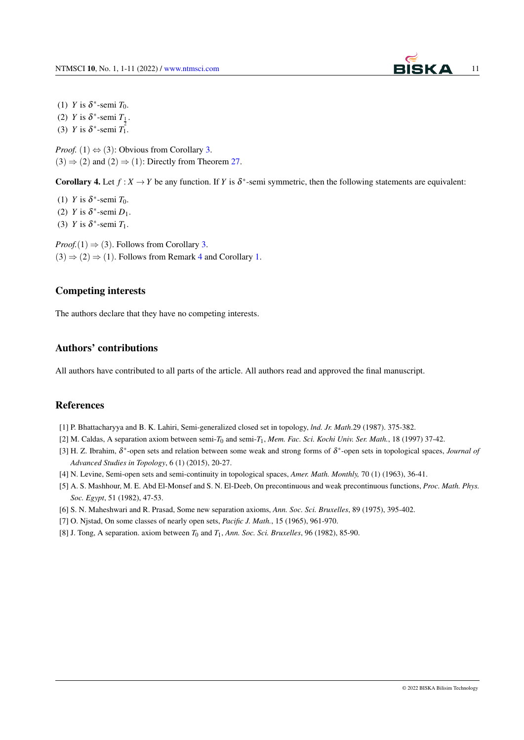(1) $Y$ is $\delta^*$-semi $T_0$.
(2) $Y$ is $\delta^*$-semi $T_{\frac{1}{2}}$.
(3) $Y$ is $\delta^*$-semi $T_1$.

*Proof.* $(1) \Leftrightarrow (3)$: Obvious from Corollary 3.
$(3) \Rightarrow (2)$ and $(2) \Rightarrow (1)$: Directly from Theorem 27.

**Corollary 4.** Let $f : X \to Y$ be any function. If $Y$ is $\delta^*$-semi symmetric, then the following statements are equivalent:

(1) $Y$ is $\delta^*$-semi $T_0$.
(2) $Y$ is $\delta^*$-semi $D_1$.
(3) $Y$ is $\delta^*$-semi $T_1$.

*Proof.* $(1) \Rightarrow (3)$. Follows from Corollary 3.
$(3) \Rightarrow (2) \Rightarrow (1)$. Follows from Remark 4 and Corollary 1.

## Competing interests

The authors declare that they have no competing interests.

## Authors' contributions

All authors have contributed to all parts of the article. All authors read and approved the final manuscript.

## References

[1] P. Bhattacharyya and B. K. Lahiri, Semi-generalized closed set in topology, *Ind. Jr. Math.* 29 (1987). 375-382.

[2] M. Caldas, A separation axiom between semi-$T_0$ and semi-$T_1$, *Mem. Fac. Sci. Kochi Univ. Ser. Math.*, 18 (1997) 37-42.

[3] H. Z. Ibrahim, $\delta^*$-open sets and relation between some weak and strong forms of $\delta^*$-open sets in topological spaces, *Journal of Advanced Studies in Topology*, 6 (1) (2015), 20-27.

[4] N. Levine, Semi-open sets and semi-continuity in topological spaces, *Amer. Math. Monthly,* 70 (1) (1963), 36-41.

[5] A. S. Mashhour, M. E. Abd El-Monsef and S. N. El-Deeb, On precontinuous and weak precontinuous functions, *Proc. Math. Phys. Soc. Egypt*, 51 (1982), 47-53.

[6] S. N. Maheshwari and R. Prasad, Some new separation axioms, *Ann. Soc. Sci. Bruxelles*, 89 (1975), 395-402.

[7] O. Njstad, On some classes of nearly open sets, *Pacific J. Math.*, 15 (1965), 961-970.

[8] J. Tong, A separation. axiom between $T_0$ and $T_1$, *Ann. Soc. Sci. Bruxelles*, 96 (1982), 85-90.